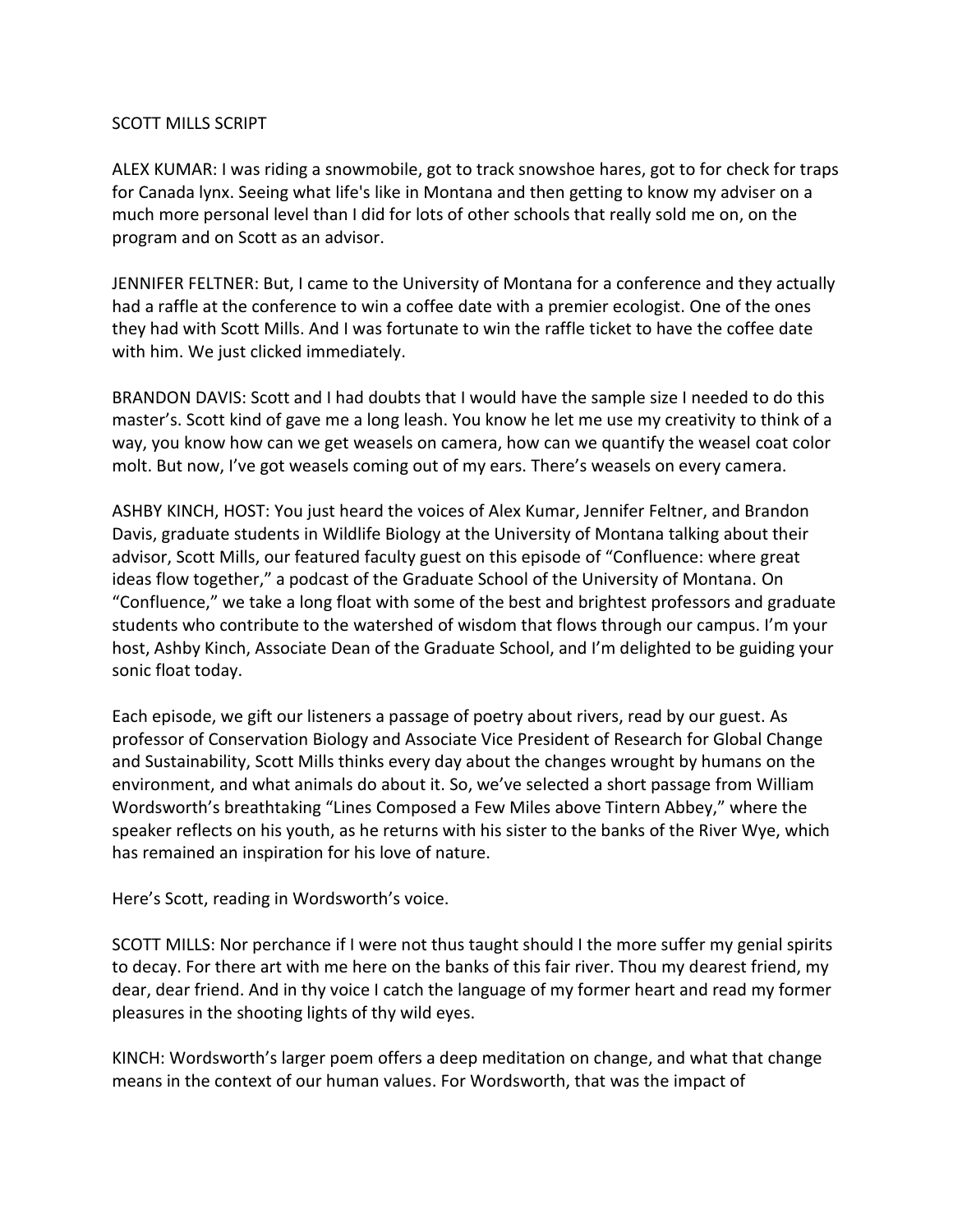SCOTT MILLS SCRIPT

ALEX KUMAR: I was riding a snowmobile, got to track snowshoe hares, got to for check for traps for Canada lynx. Seeing what life's like in Montana and then getting to know my adviser on a much more personal level than I did for lots of other schools that really sold me on, on the program and on Scott as an advisor.

JENNIFER FELTNER: But, I came to the University of Montana for a conference and they actually had a raffle at the conference to win a coffee date with a premier ecologist. One of the ones they had with Scott Mills. And I was fortunate to win the raffle ticket to have the coffee date with him. We just clicked immediately.

BRANDON DAVIS: Scott and I had doubts that I would have the sample size I needed to do this master's. Scott kind of gave me a long leash. You know he let me use my creativity to think of a way, you know how can we get weasels on camera, how can we quantify the weasel coat color molt. But now, I've got weasels coming out of my ears. There's weasels on every camera.

ASHBY KINCH, HOST: You just heard the voices of Alex Kumar, Jennifer Feltner, and Brandon Davis, graduate students in Wildlife Biology at the University of Montana talking about their advisor, Scott Mills, our featured faculty guest on this episode of "Confluence: where great ideas flow together," a podcast of the Graduate School of the University of Montana. On "Confluence," we take a long float with some of the best and brightest professors and graduate students who contribute to the watershed of wisdom that flows through our campus. I'm your host, Ashby Kinch, Associate Dean of the Graduate School, and I'm delighted to be guiding your sonic float today.

Each episode, we gift our listeners a passage of poetry about rivers, read by our guest. As professor of Conservation Biology and Associate Vice President of Research for Global Change and Sustainability, Scott Mills thinks every day about the changes wrought by humans on the environment, and what animals do about it. So, we've selected a short passage from William Wordsworth's breathtaking "Lines Composed a Few Miles above Tintern Abbey," where the speaker reflects on his youth, as he returns with his sister to the banks of the River Wye, which has remained an inspiration for his love of nature.

Here's Scott, reading in Wordsworth's voice.

SCOTT MILLS: Nor perchance if I were not thus taught should I the more suffer my genial spirits to decay. For there art with me here on the banks of this fair river. Thou my dearest friend, my dear, dear friend. And in thy voice I catch the language of my former heart and read my former pleasures in the shooting lights of thy wild eyes.

KINCH: Wordsworth's larger poem offers a deep meditation on change, and what that change means in the context of our human values. For Wordsworth, that was the impact of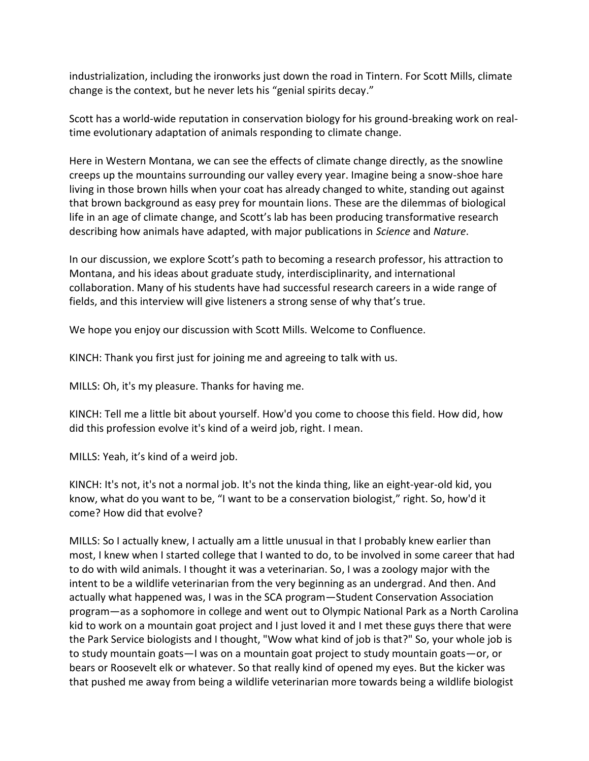industrialization, including the ironworks just down the road in Tintern. For Scott Mills, climate change is the context, but he never lets his "genial spirits decay."

Scott has a world-wide reputation in conservation biology for his ground-breaking work on real-time evolutionary adaptation of animals responding to climate change.

Here in Western Montana, we can see the effects of climate change directly, as the snowline creeps up the mountains surrounding our valley every year. Imagine being a snow-shoe hare living in those brown hills when your coat has already changed to white, standing out against that brown background as easy prey for mountain lions. These are the dilemmas of biological life in an age of climate change, and Scott's lab has been producing transformative research describing how animals have adapted, with major publications in *Science* and *Nature*.

In our discussion, we explore Scott's path to becoming a research professor, his attraction to Montana, and his ideas about graduate study, interdisciplinarity, and international collaboration. Many of his students have had successful research careers in a wide range of fields, and this interview will give listeners a strong sense of why that's true.

We hope you enjoy our discussion with Scott Mills. Welcome to Confluence.

KINCH: Thank you first just for joining me and agreeing to talk with us.

MILLS: Oh, it's my pleasure. Thanks for having me.

KINCH: Tell me a little bit about yourself. How'd you come to choose this field. How did, how did this profession evolve it's kind of a weird job, right. I mean.

MILLS: Yeah, it's kind of a weird job.

KINCH: It's not, it's not a normal job. It's not the kinda thing, like an eight-year-old kid, you know, what do you want to be, "I want to be a conservation biologist," right. So, how'd it come? How did that evolve?

MILLS: So I actually knew, I actually am a little unusual in that I probably knew earlier than most, I knew when I started college that I wanted to do, to be involved in some career that had to do with wild animals. I thought it was a veterinarian. So, I was a zoology major with the intent to be a wildlife veterinarian from the very beginning as an undergrad. And then. And actually what happened was, I was in the SCA program—Student Conservation Association program—as a sophomore in college and went out to Olympic National Park as a North Carolina kid to work on a mountain goat project and I just loved it and I met these guys there that were the Park Service biologists and I thought, "Wow what kind of job is that?" So, your whole job is to study mountain goats—I was on a mountain goat project to study mountain goats—or, or bears or Roosevelt elk or whatever. So that really kind of opened my eyes. But the kicker was that pushed me away from being a wildlife veterinarian more towards being a wildlife biologist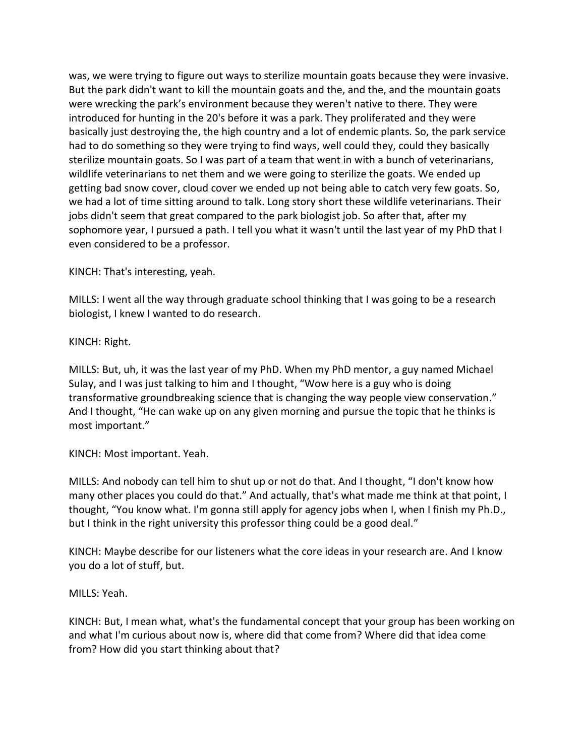was, we were trying to figure out ways to sterilize mountain goats because they were invasive. But the park didn't want to kill the mountain goats and the, and the, and the mountain goats were wrecking the park's environment because they weren't native to there. They were introduced for hunting in the 20's before it was a park. They proliferated and they were basically just destroying the, the high country and a lot of endemic plants. So, the park service had to do something so they were trying to find ways, well could they, could they basically sterilize mountain goats. So I was part of a team that went in with a bunch of veterinarians, wildlife veterinarians to net them and we were going to sterilize the goats. We ended up getting bad snow cover, cloud cover we ended up not being able to catch very few goats. So, we had a lot of time sitting around to talk. Long story short these wildlife veterinarians. Their jobs didn't seem that great compared to the park biologist job. So after that, after my sophomore year, I pursued a path. I tell you what it wasn't until the last year of my PhD that I even considered to be a professor.

KINCH: That's interesting, yeah.

MILLS: I went all the way through graduate school thinking that I was going to be a research biologist, I knew I wanted to do research.

KINCH: Right.

MILLS: But, uh, it was the last year of my PhD. When my PhD mentor, a guy named Michael Sulay, and I was just talking to him and I thought, "Wow here is a guy who is doing transformative groundbreaking science that is changing the way people view conservation." And I thought, "He can wake up on any given morning and pursue the topic that he thinks is most important."

KINCH: Most important. Yeah.

MILLS: And nobody can tell him to shut up or not do that. And I thought, "I don't know how many other places you could do that." And actually, that's what made me think at that point, I thought, "You know what. I'm gonna still apply for agency jobs when I, when I finish my Ph.D., but I think in the right university this professor thing could be a good deal."

KINCH: Maybe describe for our listeners what the core ideas in your research are. And I know you do a lot of stuff, but.

MILLS: Yeah.

KINCH: But, I mean what, what's the fundamental concept that your group has been working on and what I'm curious about now is, where did that come from? Where did that idea come from? How did you start thinking about that?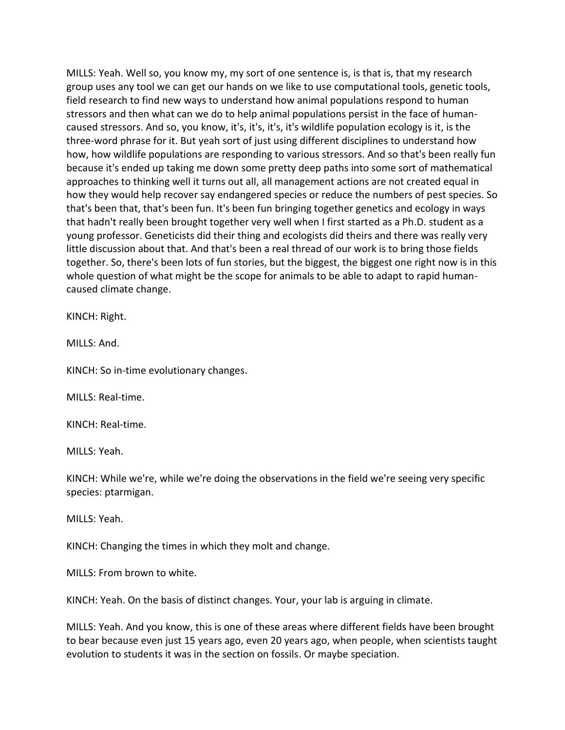MILLS: Yeah. Well so, you know my, my sort of one sentence is, is that is, that my research group uses any tool we can get our hands on we like to use computational tools, genetic tools, field research to find new ways to understand how animal populations respond to human stressors and then what can we do to help animal populations persist in the face of human-caused stressors. And so, you know, it's, it's, it's, it's wildlife population ecology is it, is the three-word phrase for it. But yeah sort of just using different disciplines to understand how how, how wildlife populations are responding to various stressors. And so that's been really fun because it's ended up taking me down some pretty deep paths into some sort of mathematical approaches to thinking well it turns out all, all management actions are not created equal in how they would help recover say endangered species or reduce the numbers of pest species. So that's been that, that's been fun. It's been fun bringing together genetics and ecology in ways that hadn't really been brought together very well when I first started as a Ph.D. student as a young professor. Geneticists did their thing and ecologists did theirs and there was really very little discussion about that. And that's been a real thread of our work is to bring those fields together. So, there's been lots of fun stories, but the biggest, the biggest one right now is in this whole question of what might be the scope for animals to be able to adapt to rapid human-caused climate change.

KINCH: Right.

MILLS: And.

KINCH: So in-time evolutionary changes.

MILLS: Real-time.

KINCH: Real-time.

MILLS: Yeah.

KINCH: While we're, while we're doing the observations in the field we're seeing very specific species: ptarmigan.

MILLS: Yeah.

KINCH: Changing the times in which they molt and change.

MILLS: From brown to white.

KINCH: Yeah. On the basis of distinct changes. Your, your lab is arguing in climate.

MILLS: Yeah. And you know, this is one of these areas where different fields have been brought to bear because even just 15 years ago, even 20 years ago, when people, when scientists taught evolution to students it was in the section on fossils. Or maybe speciation.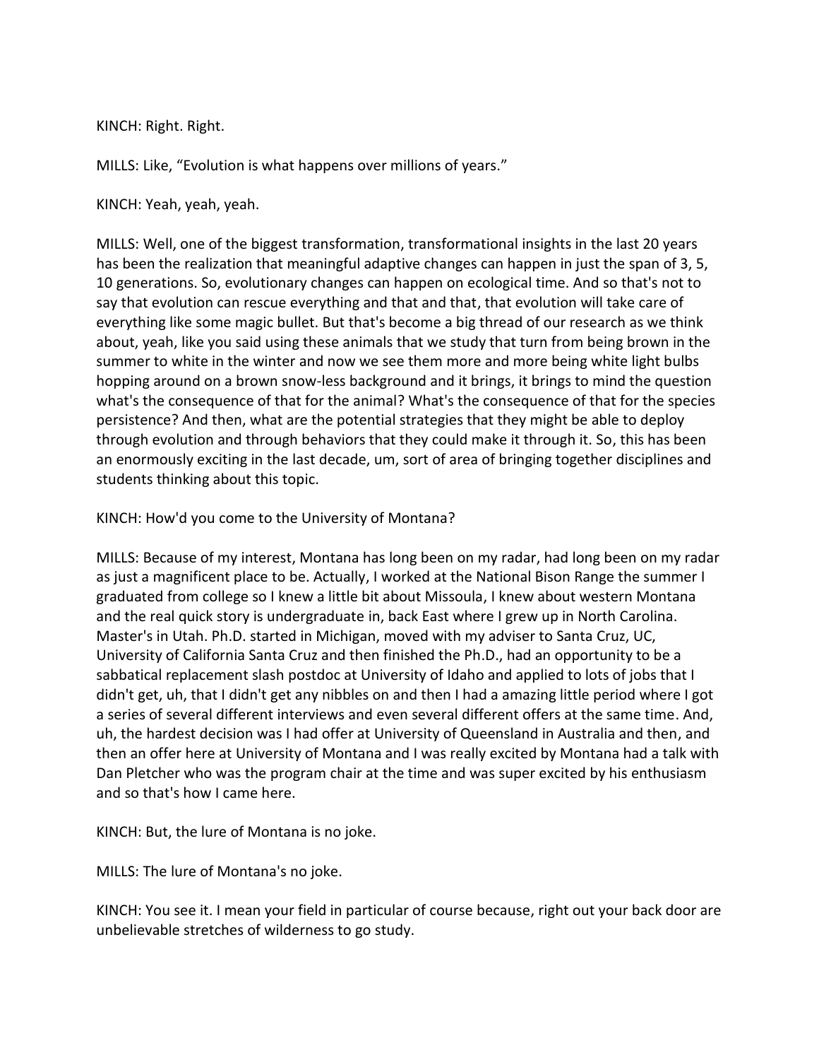KINCH: Right. Right.

MILLS: Like, "Evolution is what happens over millions of years."

KINCH: Yeah, yeah, yeah.

MILLS: Well, one of the biggest transformation, transformational insights in the last 20 years has been the realization that meaningful adaptive changes can happen in just the span of 3, 5, 10 generations. So, evolutionary changes can happen on ecological time. And so that's not to say that evolution can rescue everything and that and that, that evolution will take care of everything like some magic bullet. But that's become a big thread of our research as we think about, yeah, like you said using these animals that we study that turn from being brown in the summer to white in the winter and now we see them more and more being white light bulbs hopping around on a brown snow-less background and it brings, it brings to mind the question what's the consequence of that for the animal? What's the consequence of that for the species persistence? And then, what are the potential strategies that they might be able to deploy through evolution and through behaviors that they could make it through it. So, this has been an enormously exciting in the last decade, um, sort of area of bringing together disciplines and students thinking about this topic.

KINCH: How'd you come to the University of Montana?

MILLS: Because of my interest, Montana has long been on my radar, had long been on my radar as just a magnificent place to be. Actually, I worked at the National Bison Range the summer I graduated from college so I knew a little bit about Missoula, I knew about western Montana and the real quick story is undergraduate in, back East where I grew up in North Carolina. Master's in Utah. Ph.D. started in Michigan, moved with my adviser to Santa Cruz, UC, University of California Santa Cruz and then finished the Ph.D., had an opportunity to be a sabbatical replacement slash postdoc at University of Idaho and applied to lots of jobs that I didn't get, uh, that I didn't get any nibbles on and then I had a amazing little period where I got a series of several different interviews and even several different offers at the same time. And, uh, the hardest decision was I had offer at University of Queensland in Australia and then, and then an offer here at University of Montana and I was really excited by Montana had a talk with Dan Pletcher who was the program chair at the time and was super excited by his enthusiasm and so that's how I came here.

KINCH: But, the lure of Montana is no joke.

MILLS: The lure of Montana's no joke.

KINCH: You see it. I mean your field in particular of course because, right out your back door are unbelievable stretches of wilderness to go study.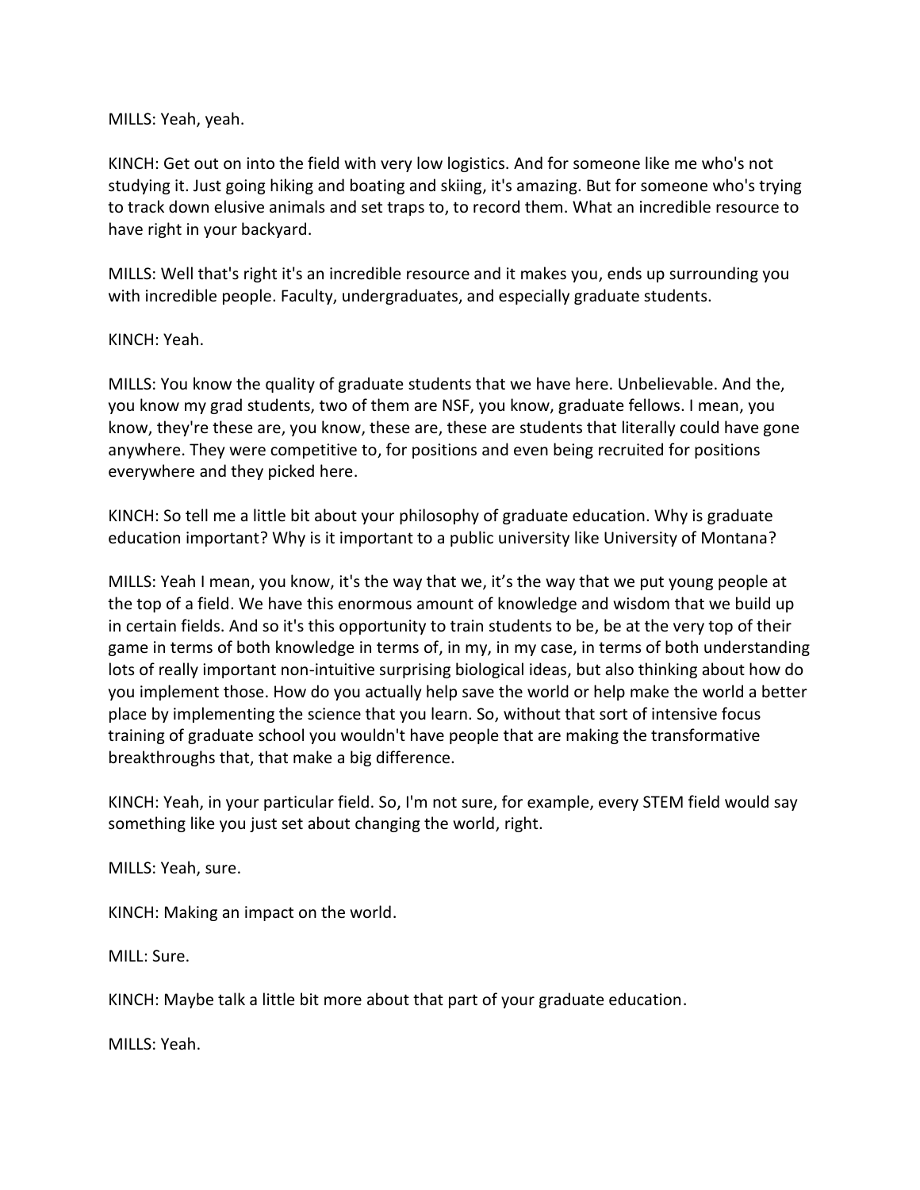MILLS: Yeah, yeah.

KINCH: Get out on into the field with very low logistics. And for someone like me who's not studying it. Just going hiking and boating and skiing, it's amazing. But for someone who's trying to track down elusive animals and set traps to, to record them. What an incredible resource to have right in your backyard.

MILLS: Well that's right it's an incredible resource and it makes you, ends up surrounding you with incredible people. Faculty, undergraduates, and especially graduate students.

KINCH: Yeah.

MILLS: You know the quality of graduate students that we have here. Unbelievable. And the, you know my grad students, two of them are NSF, you know, graduate fellows. I mean, you know, they're these are, you know, these are, these are students that literally could have gone anywhere. They were competitive to, for positions and even being recruited for positions everywhere and they picked here.

KINCH: So tell me a little bit about your philosophy of graduate education. Why is graduate education important? Why is it important to a public university like University of Montana?

MILLS: Yeah I mean, you know, it's the way that we, it's the way that we put young people at the top of a field. We have this enormous amount of knowledge and wisdom that we build up in certain fields. And so it's this opportunity to train students to be, be at the very top of their game in terms of both knowledge in terms of, in my, in my case, in terms of both understanding lots of really important non-intuitive surprising biological ideas, but also thinking about how do you implement those. How do you actually help save the world or help make the world a better place by implementing the science that you learn. So, without that sort of intensive focus training of graduate school you wouldn't have people that are making the transformative breakthroughs that, that make a big difference.

KINCH: Yeah, in your particular field. So, I'm not sure, for example, every STEM field would say something like you just set about changing the world, right.

MILLS: Yeah, sure.

KINCH: Making an impact on the world.

MILL: Sure.

KINCH: Maybe talk a little bit more about that part of your graduate education.

MILLS: Yeah.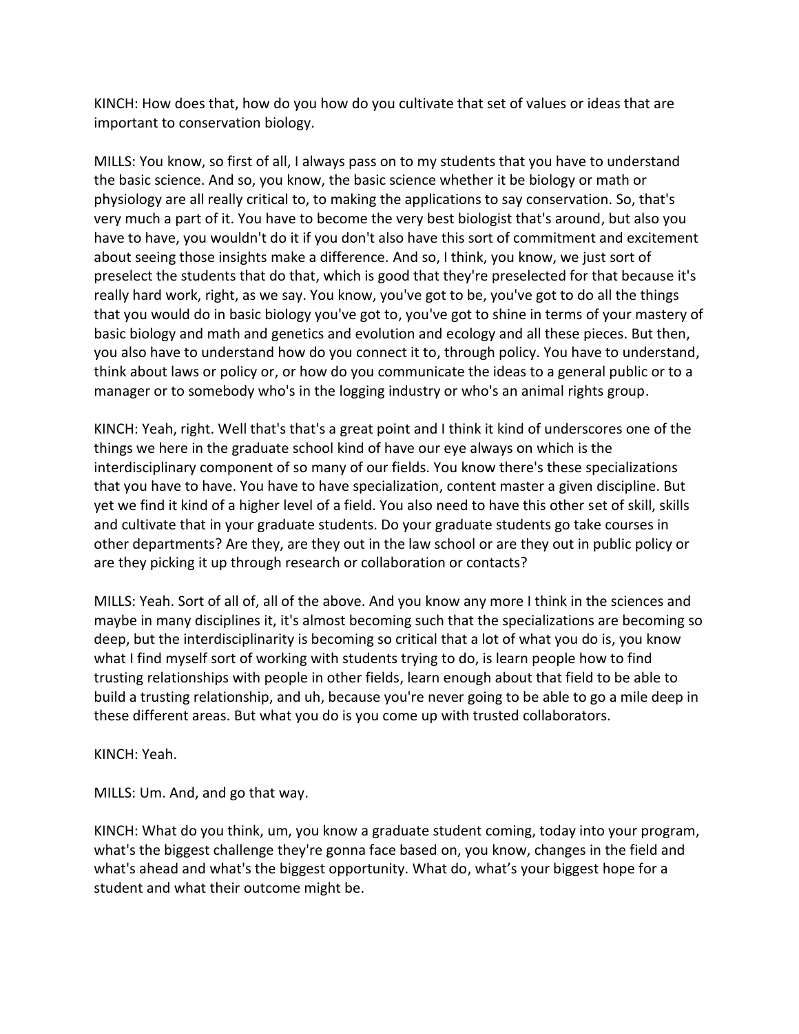KINCH: How does that, how do you how do you cultivate that set of values or ideas that are important to conservation biology.

MILLS: You know, so first of all, I always pass on to my students that you have to understand the basic science. And so, you know, the basic science whether it be biology or math or physiology are all really critical to, to making the applications to say conservation. So, that's very much a part of it. You have to become the very best biologist that's around, but also you have to have, you wouldn't do it if you don't also have this sort of commitment and excitement about seeing those insights make a difference. And so, I think, you know, we just sort of preselect the students that do that, which is good that they're preselected for that because it's really hard work, right, as we say. You know, you've got to be, you've got to do all the things that you would do in basic biology you've got to, you've got to shine in terms of your mastery of basic biology and math and genetics and evolution and ecology and all these pieces. But then, you also have to understand how do you connect it to, through policy. You have to understand, think about laws or policy or, or how do you communicate the ideas to a general public or to a manager or to somebody who's in the logging industry or who's an animal rights group.

KINCH: Yeah, right. Well that's that's a great point and I think it kind of underscores one of the things we here in the graduate school kind of have our eye always on which is the interdisciplinary component of so many of our fields. You know there's these specializations that you have to have. You have to have specialization, content master a given discipline. But yet we find it kind of a higher level of a field. You also need to have this other set of skill, skills and cultivate that in your graduate students. Do your graduate students go take courses in other departments? Are they, are they out in the law school or are they out in public policy or are they picking it up through research or collaboration or contacts?

MILLS: Yeah. Sort of all of, all of the above. And you know any more I think in the sciences and maybe in many disciplines it, it's almost becoming such that the specializations are becoming so deep, but the interdisciplinarity is becoming so critical that a lot of what you do is, you know what I find myself sort of working with students trying to do, is learn people how to find trusting relationships with people in other fields, learn enough about that field to be able to build a trusting relationship, and uh, because you're never going to be able to go a mile deep in these different areas. But what you do is you come up with trusted collaborators.

KINCH: Yeah.

MILLS: Um. And, and go that way.

KINCH: What do you think, um, you know a graduate student coming, today into your program, what's the biggest challenge they're gonna face based on, you know, changes in the field and what's ahead and what's the biggest opportunity. What do, what's your biggest hope for a student and what their outcome might be.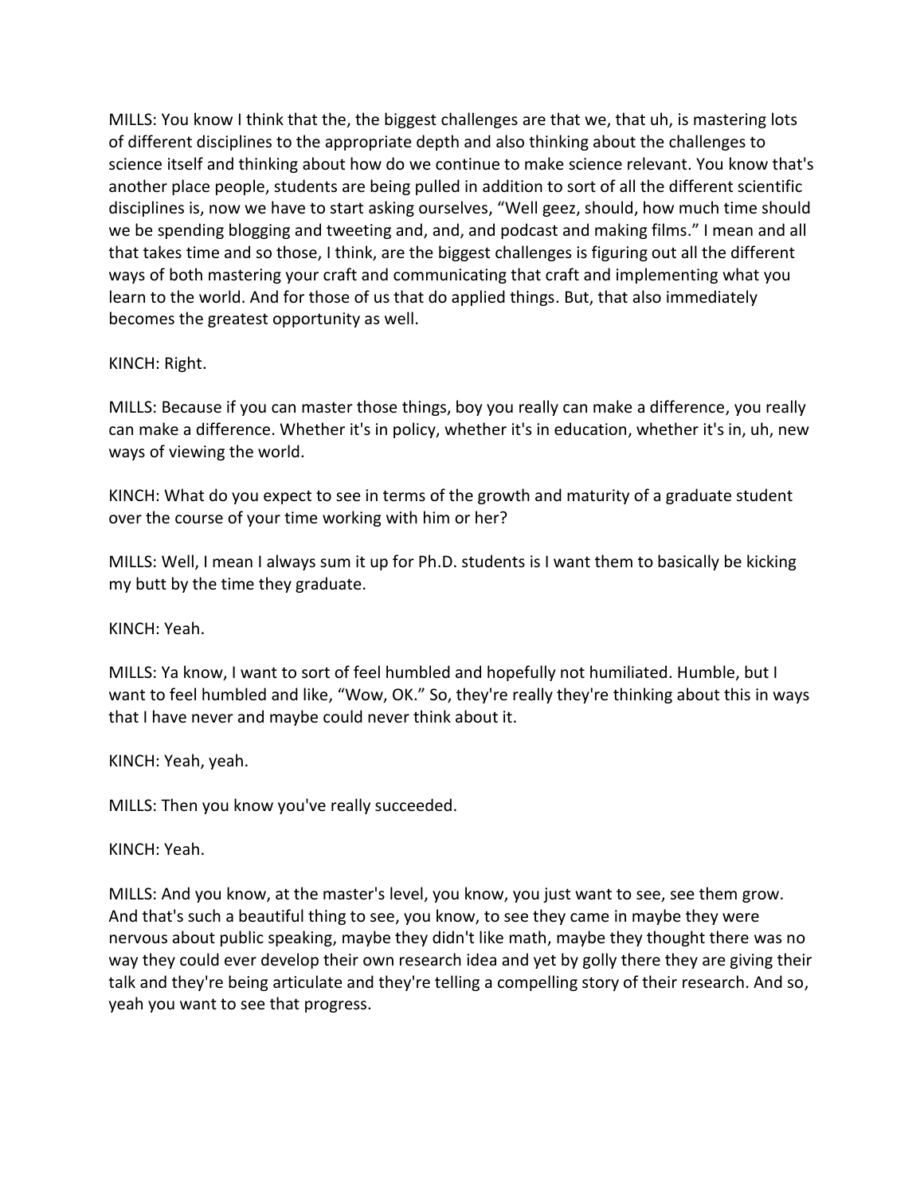MILLS: You know I think that the, the biggest challenges are that we, that uh, is mastering lots of different disciplines to the appropriate depth and also thinking about the challenges to science itself and thinking about how do we continue to make science relevant. You know that's another place people, students are being pulled in addition to sort of all the different scientific disciplines is, now we have to start asking ourselves, "Well geez, should, how much time should we be spending blogging and tweeting and, and, and podcast and making films." I mean and all that takes time and so those, I think, are the biggest challenges is figuring out all the different ways of both mastering your craft and communicating that craft and implementing what you learn to the world. And for those of us that do applied things. But, that also immediately becomes the greatest opportunity as well.

KINCH: Right.

MILLS: Because if you can master those things, boy you really can make a difference, you really can make a difference. Whether it's in policy, whether it's in education, whether it's in, uh, new ways of viewing the world.

KINCH: What do you expect to see in terms of the growth and maturity of a graduate student over the course of your time working with him or her?

MILLS: Well, I mean I always sum it up for Ph.D. students is I want them to basically be kicking my butt by the time they graduate.

KINCH: Yeah.

MILLS: Ya know, I want to sort of feel humbled and hopefully not humiliated. Humble, but I want to feel humbled and like, "Wow, OK." So, they're really they're thinking about this in ways that I have never and maybe could never think about it.

KINCH: Yeah, yeah.

MILLS: Then you know you've really succeeded.

KINCH: Yeah.

MILLS: And you know, at the master's level, you know, you just want to see, see them grow. And that's such a beautiful thing to see, you know, to see they came in maybe they were nervous about public speaking, maybe they didn't like math, maybe they thought there was no way they could ever develop their own research idea and yet by golly there they are giving their talk and they're being articulate and they're telling a compelling story of their research. And so, yeah you want to see that progress.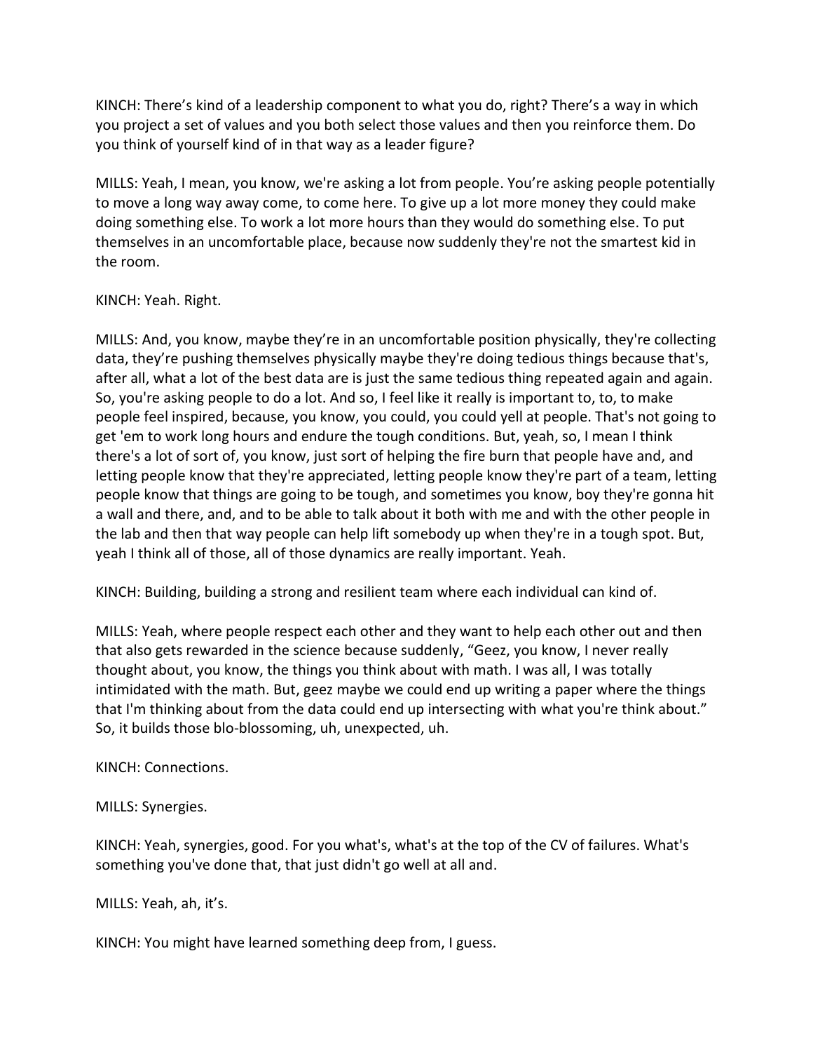KINCH: There's kind of a leadership component to what you do, right? There's a way in which you project a set of values and you both select those values and then you reinforce them. Do you think of yourself kind of in that way as a leader figure?

MILLS: Yeah, I mean, you know, we're asking a lot from people. You're asking people potentially to move a long way away come, to come here. To give up a lot more money they could make doing something else. To work a lot more hours than they would do something else. To put themselves in an uncomfortable place, because now suddenly they're not the smartest kid in the room.

KINCH: Yeah. Right.

MILLS: And, you know, maybe they're in an uncomfortable position physically, they're collecting data, they're pushing themselves physically maybe they're doing tedious things because that's, after all, what a lot of the best data are is just the same tedious thing repeated again and again. So, you're asking people to do a lot. And so, I feel like it really is important to, to, to make people feel inspired, because, you know, you could, you could yell at people. That's not going to get 'em to work long hours and endure the tough conditions. But, yeah, so, I mean I think there's a lot of sort of, you know, just sort of helping the fire burn that people have and, and letting people know that they're appreciated, letting people know they're part of a team, letting people know that things are going to be tough, and sometimes you know, boy they're gonna hit a wall and there, and, and to be able to talk about it both with me and with the other people in the lab and then that way people can help lift somebody up when they're in a tough spot. But, yeah I think all of those, all of those dynamics are really important. Yeah.

KINCH: Building, building a strong and resilient team where each individual can kind of.

MILLS: Yeah, where people respect each other and they want to help each other out and then that also gets rewarded in the science because suddenly, "Geez, you know, I never really thought about, you know, the things you think about with math. I was all, I was totally intimidated with the math. But, geez maybe we could end up writing a paper where the things that I'm thinking about from the data could end up intersecting with what you're think about." So, it builds those blo-blossoming, uh, unexpected, uh.

KINCH: Connections.

MILLS: Synergies.

KINCH: Yeah, synergies, good. For you what's, what's at the top of the CV of failures. What's something you've done that, that just didn't go well at all and.

MILLS: Yeah, ah, it's.

KINCH: You might have learned something deep from, I guess.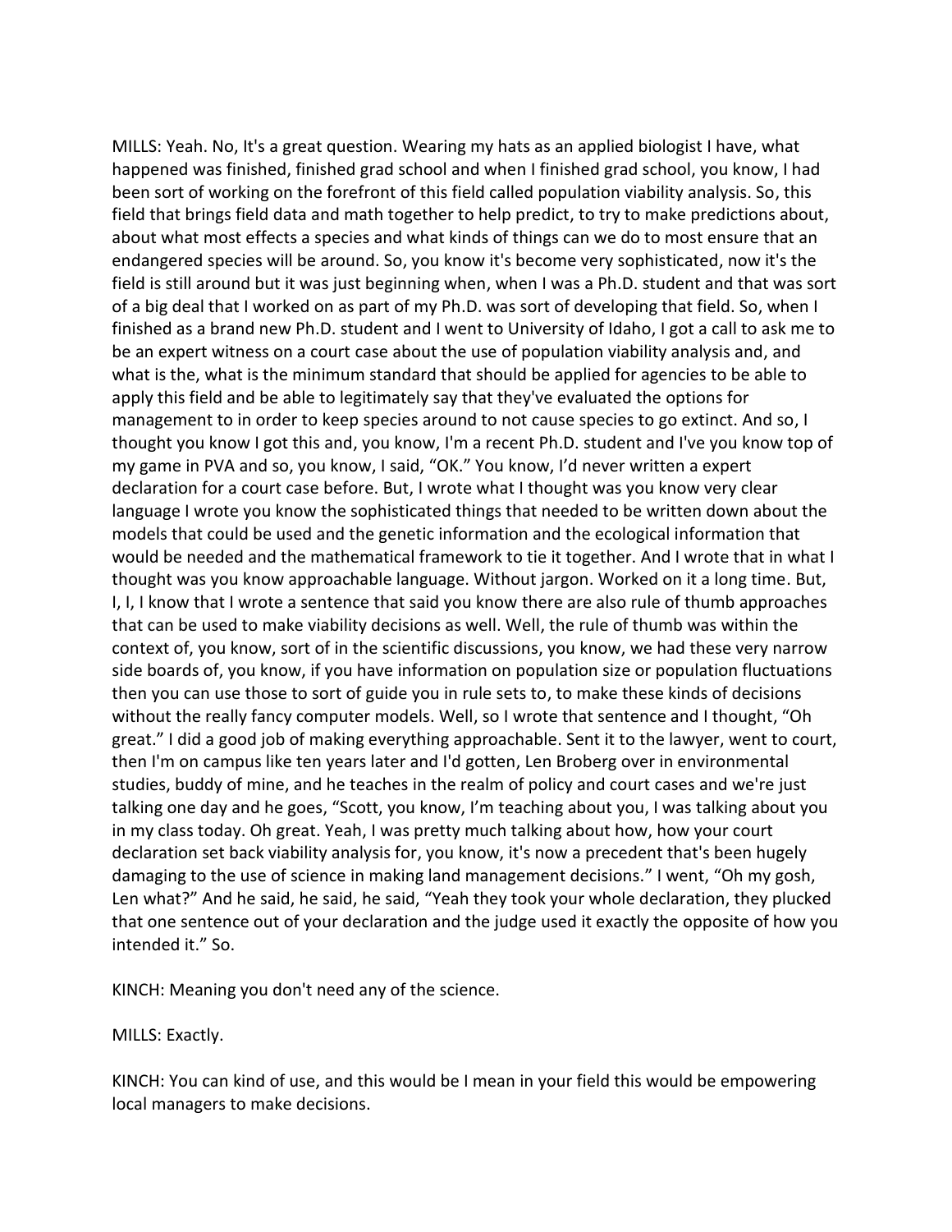MILLS: Yeah. No, It's a great question. Wearing my hats as an applied biologist I have, what happened was finished, finished grad school and when I finished grad school, you know, I had been sort of working on the forefront of this field called population viability analysis. So, this field that brings field data and math together to help predict, to try to make predictions about, about what most effects a species and what kinds of things can we do to most ensure that an endangered species will be around. So, you know it's become very sophisticated, now it's the field is still around but it was just beginning when, when I was a Ph.D. student and that was sort of a big deal that I worked on as part of my Ph.D. was sort of developing that field. So, when I finished as a brand new Ph.D. student and I went to University of Idaho, I got a call to ask me to be an expert witness on a court case about the use of population viability analysis and, and what is the, what is the minimum standard that should be applied for agencies to be able to apply this field and be able to legitimately say that they've evaluated the options for management to in order to keep species around to not cause species to go extinct. And so, I thought you know I got this and, you know, I'm a recent Ph.D. student and I've you know top of my game in PVA and so, you know, I said, "OK." You know, I'd never written a expert declaration for a court case before. But, I wrote what I thought was you know very clear language I wrote you know the sophisticated things that needed to be written down about the models that could be used and the genetic information and the ecological information that would be needed and the mathematical framework to tie it together. And I wrote that in what I thought was you know approachable language. Without jargon. Worked on it a long time. But, I, I, I know that I wrote a sentence that said you know there are also rule of thumb approaches that can be used to make viability decisions as well. Well, the rule of thumb was within the context of, you know, sort of in the scientific discussions, you know, we had these very narrow side boards of, you know, if you have information on population size or population fluctuations then you can use those to sort of guide you in rule sets to, to make these kinds of decisions without the really fancy computer models. Well, so I wrote that sentence and I thought, "Oh great." I did a good job of making everything approachable. Sent it to the lawyer, went to court, then I'm on campus like ten years later and I'd gotten, Len Broberg over in environmental studies, buddy of mine, and he teaches in the realm of policy and court cases and we're just talking one day and he goes, "Scott, you know, I'm teaching about you, I was talking about you in my class today. Oh great. Yeah, I was pretty much talking about how, how your court declaration set back viability analysis for, you know, it's now a precedent that's been hugely damaging to the use of science in making land management decisions." I went, "Oh my gosh, Len what?" And he said, he said, he said, "Yeah they took your whole declaration, they plucked that one sentence out of your declaration and the judge used it exactly the opposite of how you intended it." So.

KINCH: Meaning you don't need any of the science.

MILLS: Exactly.

KINCH: You can kind of use, and this would be I mean in your field this would be empowering local managers to make decisions.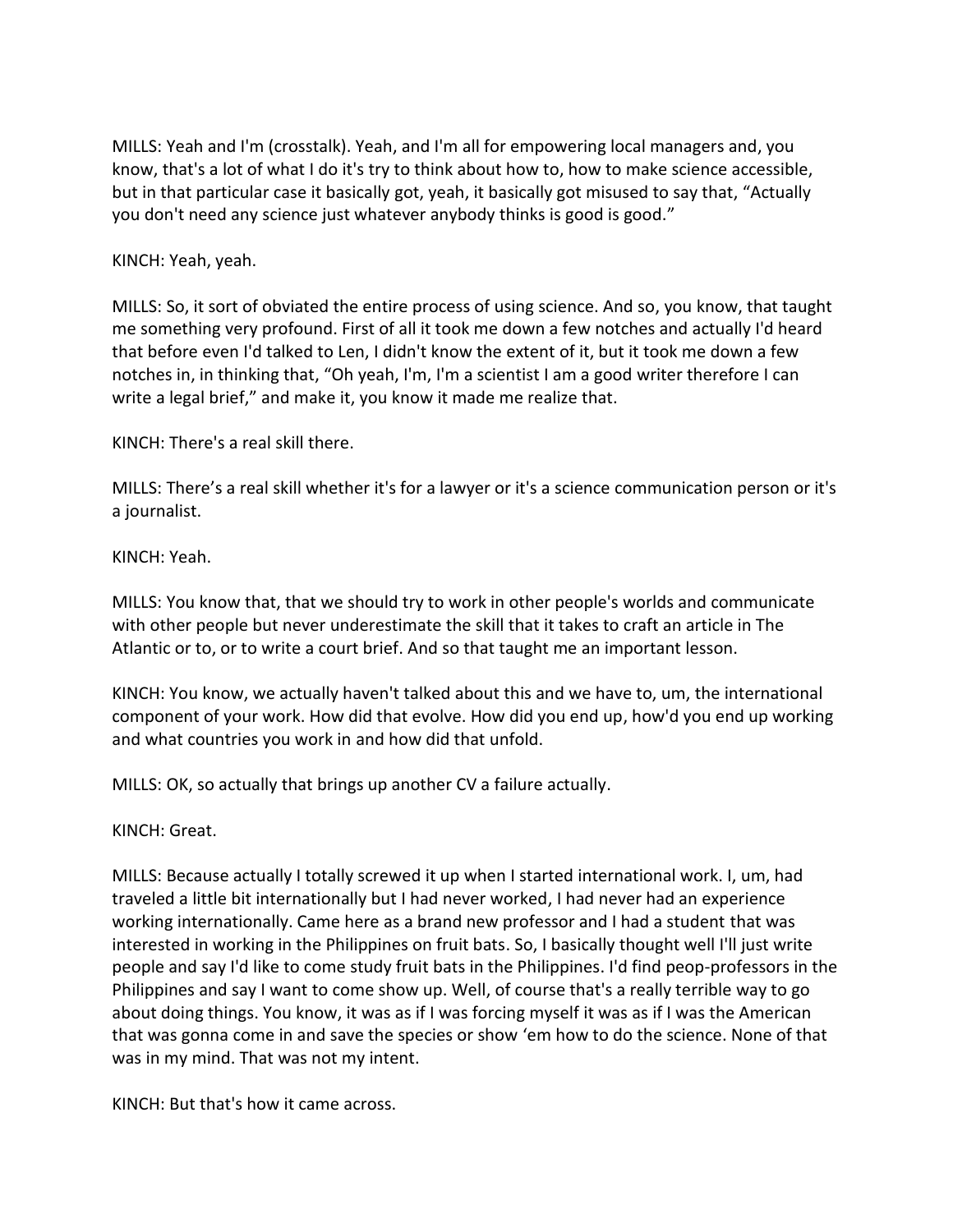MILLS: Yeah and I'm (crosstalk). Yeah, and I'm all for empowering local managers and, you know, that's a lot of what I do it's try to think about how to, how to make science accessible, but in that particular case it basically got, yeah, it basically got misused to say that, "Actually you don't need any science just whatever anybody thinks is good is good."

KINCH: Yeah, yeah.

MILLS: So, it sort of obviated the entire process of using science. And so, you know, that taught me something very profound. First of all it took me down a few notches and actually I'd heard that before even I'd talked to Len, I didn't know the extent of it, but it took me down a few notches in, in thinking that, "Oh yeah, I'm, I'm a scientist I am a good writer therefore I can write a legal brief," and make it, you know it made me realize that.

KINCH: There's a real skill there.

MILLS: There's a real skill whether it's for a lawyer or it's a science communication person or it's a journalist.

KINCH: Yeah.

MILLS: You know that, that we should try to work in other people's worlds and communicate with other people but never underestimate the skill that it takes to craft an article in The Atlantic or to, or to write a court brief. And so that taught me an important lesson.

KINCH: You know, we actually haven't talked about this and we have to, um, the international component of your work. How did that evolve. How did you end up, how'd you end up working and what countries you work in and how did that unfold.

MILLS: OK, so actually that brings up another CV a failure actually.

KINCH: Great.

MILLS: Because actually I totally screwed it up when I started international work. I, um, had traveled a little bit internationally but I had never worked, I had never had an experience working internationally. Came here as a brand new professor and I had a student that was interested in working in the Philippines on fruit bats. So, I basically thought well I'll just write people and say I'd like to come study fruit bats in the Philippines. I'd find peop-professors in the Philippines and say I want to come show up. Well, of course that's a really terrible way to go about doing things. You know, it was as if I was forcing myself it was as if I was the American that was gonna come in and save the species or show 'em how to do the science. None of that was in my mind. That was not my intent.

KINCH: But that's how it came across.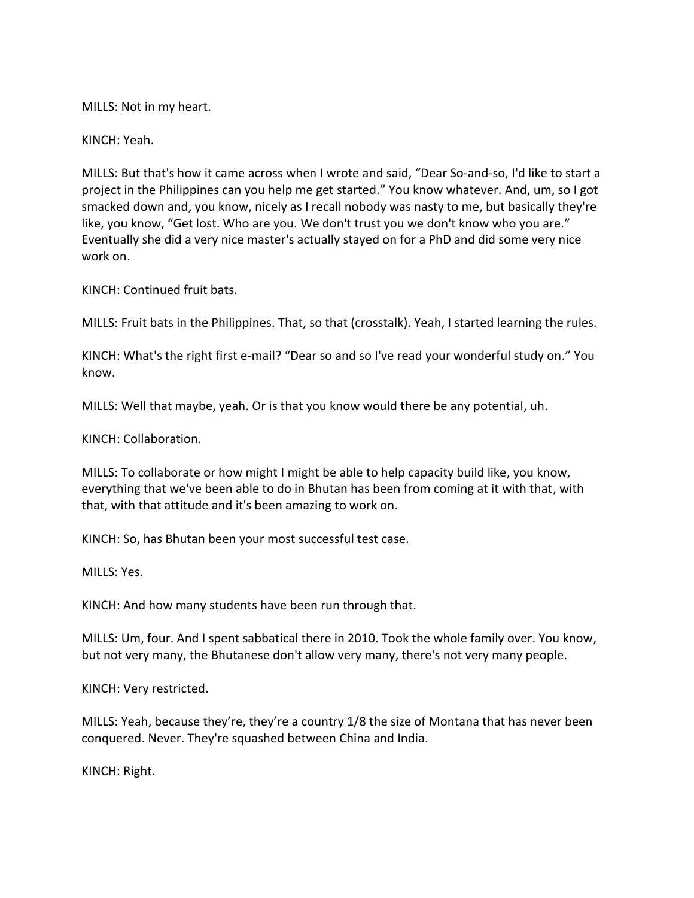MILLS: Not in my heart.

KINCH: Yeah.

MILLS: But that's how it came across when I wrote and said, "Dear So-and-so, I'd like to start a project in the Philippines can you help me get started." You know whatever. And, um, so I got smacked down and, you know, nicely as I recall nobody was nasty to me, but basically they're like, you know, "Get lost. Who are you. We don't trust you we don't know who you are." Eventually she did a very nice master's actually stayed on for a PhD and did some very nice work on.

KINCH: Continued fruit bats.

MILLS: Fruit bats in the Philippines. That, so that (crosstalk). Yeah, I started learning the rules.

KINCH: What's the right first e-mail? "Dear so and so I've read your wonderful study on." You know.

MILLS: Well that maybe, yeah. Or is that you know would there be any potential, uh.

KINCH: Collaboration.

MILLS: To collaborate or how might I might be able to help capacity build like, you know, everything that we've been able to do in Bhutan has been from coming at it with that, with that, with that attitude and it's been amazing to work on.

KINCH: So, has Bhutan been your most successful test case.

MILLS: Yes.

KINCH: And how many students have been run through that.

MILLS: Um, four. And I spent sabbatical there in 2010. Took the whole family over. You know, but not very many, the Bhutanese don't allow very many, there's not very many people.

KINCH: Very restricted.

MILLS: Yeah, because they're, they're a country 1/8 the size of Montana that has never been conquered. Never. They're squashed between China and India.

KINCH: Right.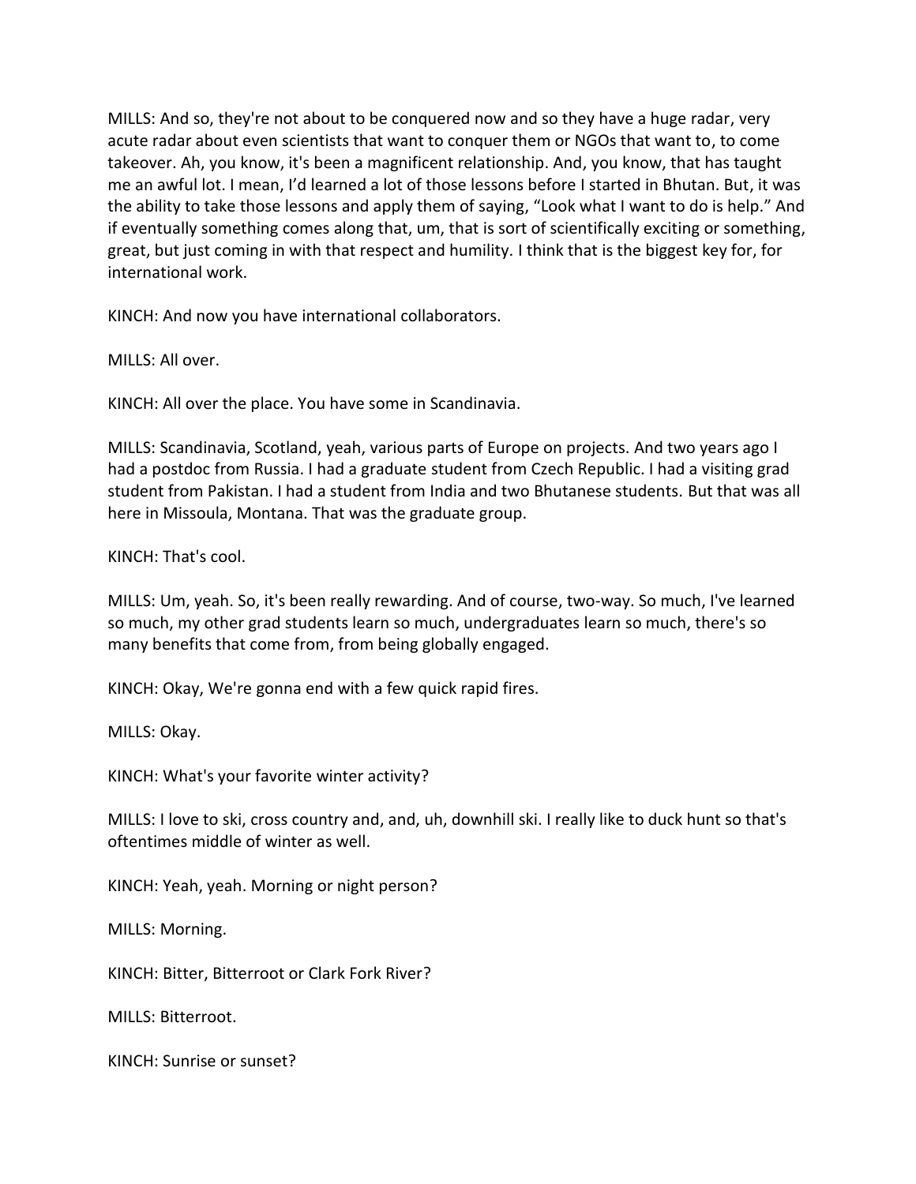MILLS: And so, they're not about to be conquered now and so they have a huge radar, very acute radar about even scientists that want to conquer them or NGOs that want to, to come takeover. Ah, you know, it's been a magnificent relationship. And, you know, that has taught me an awful lot. I mean, I'd learned a lot of those lessons before I started in Bhutan. But, it was the ability to take those lessons and apply them of saying, "Look what I want to do is help." And if eventually something comes along that, um, that is sort of scientifically exciting or something, great, but just coming in with that respect and humility. I think that is the biggest key for, for international work.

KINCH: And now you have international collaborators.

MILLS: All over.

KINCH: All over the place. You have some in Scandinavia.

MILLS: Scandinavia, Scotland, yeah, various parts of Europe on projects. And two years ago I had a postdoc from Russia. I had a graduate student from Czech Republic. I had a visiting grad student from Pakistan. I had a student from India and two Bhutanese students. But that was all here in Missoula, Montana. That was the graduate group.

KINCH: That's cool.

MILLS: Um, yeah. So, it's been really rewarding. And of course, two-way. So much, I've learned so much, my other grad students learn so much, undergraduates learn so much, there's so many benefits that come from, from being globally engaged.

KINCH: Okay, We're gonna end with a few quick rapid fires.

MILLS: Okay.

KINCH: What's your favorite winter activity?

MILLS: I love to ski, cross country and, and, uh, downhill ski. I really like to duck hunt so that's oftentimes middle of winter as well.

KINCH: Yeah, yeah. Morning or night person?

MILLS: Morning.

KINCH: Bitter, Bitterroot or Clark Fork River?

MILLS: Bitterroot.

KINCH: Sunrise or sunset?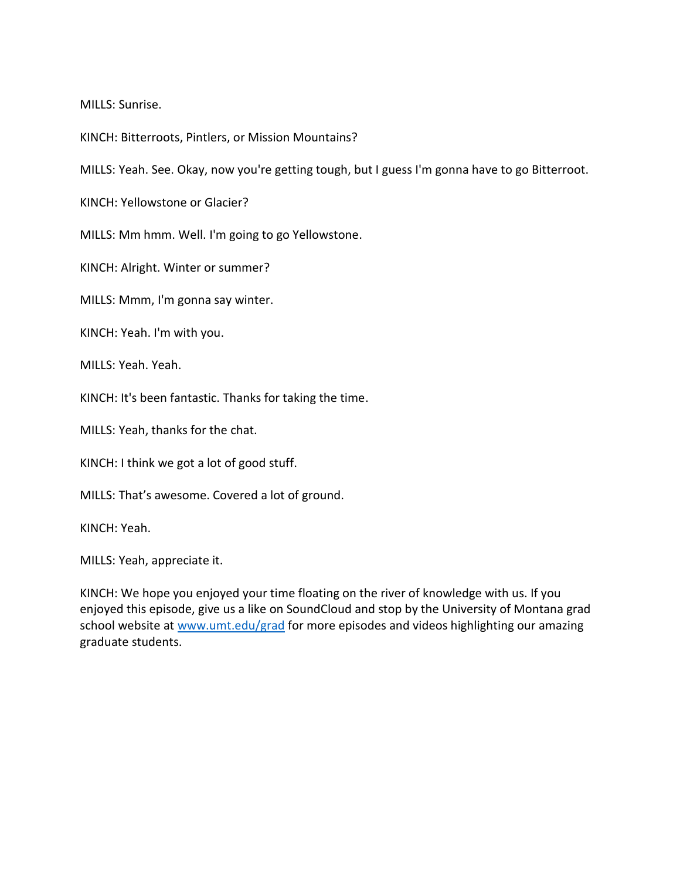MILLS: Sunrise.

KINCH: Bitterroots, Pintlers, or Mission Mountains?

MILLS: Yeah. See. Okay, now you're getting tough, but I guess I'm gonna have to go Bitterroot.

KINCH: Yellowstone or Glacier?

MILLS: Mm hmm. Well. I'm going to go Yellowstone.

KINCH: Alright. Winter or summer?

MILLS: Mmm, I'm gonna say winter.

KINCH: Yeah. I'm with you.

MILLS: Yeah. Yeah.

KINCH: It's been fantastic. Thanks for taking the time.

MILLS: Yeah, thanks for the chat.

KINCH: I think we got a lot of good stuff.

MILLS: That's awesome. Covered a lot of ground.

KINCH: Yeah.

MILLS: Yeah, appreciate it.

KINCH: We hope you enjoyed your time floating on the river of knowledge with us. If you enjoyed this episode, give us a like on SoundCloud and stop by the University of Montana grad school website at [www.umt.edu/grad](http://www.umt.edu/grad) for more episodes and videos highlighting our amazing graduate students.